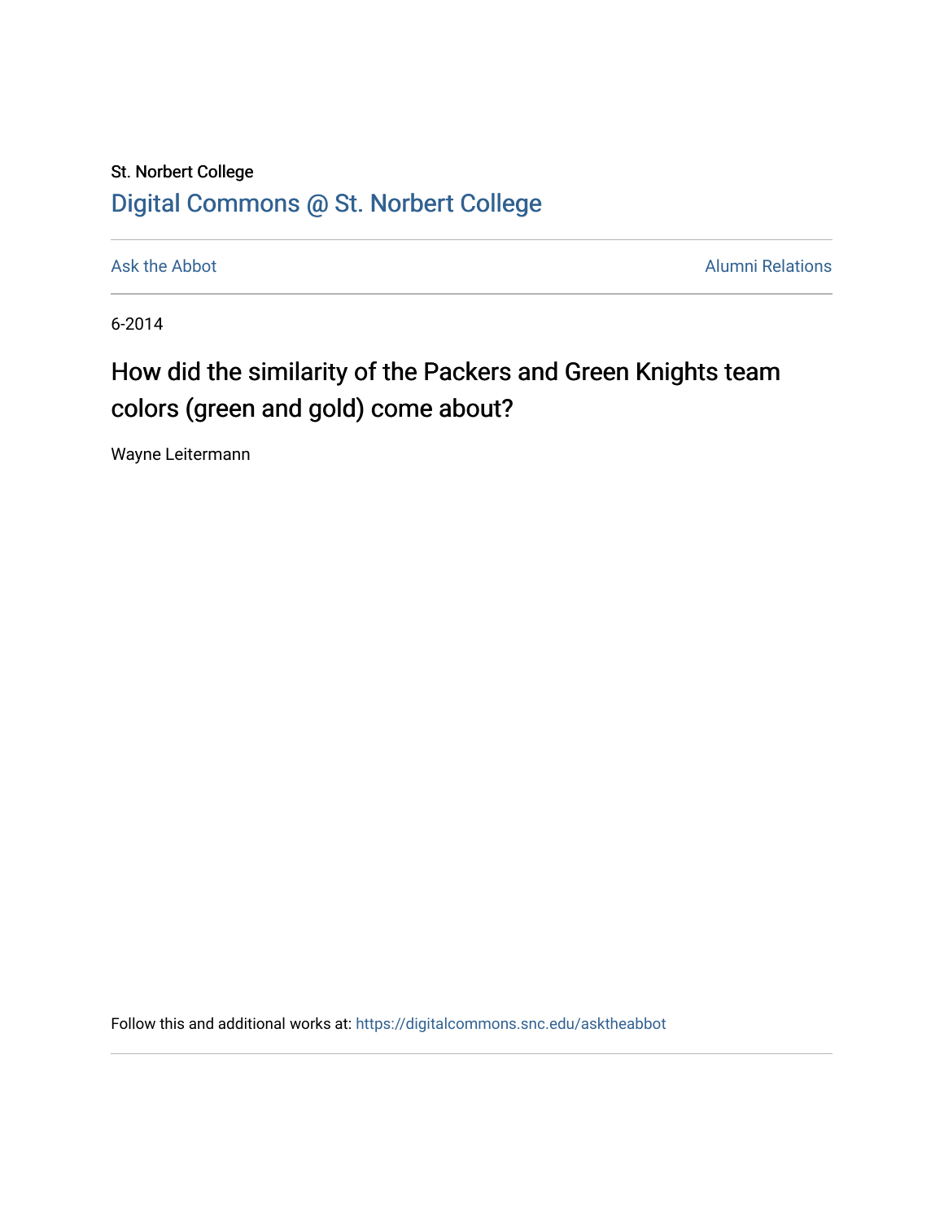St. Norbert College

[Digital Commons @ St. Norbert College](https://digitalcommons.snc.edu)

---

Ask the Abbot | Alumni Relations

---

6-2014

# How did the similarity of the Packers and Green Knights team colors (green and gold) come about?

Wayne Leitermann

Follow this and additional works at: https://digitalcommons.snc.edu/asktheabbot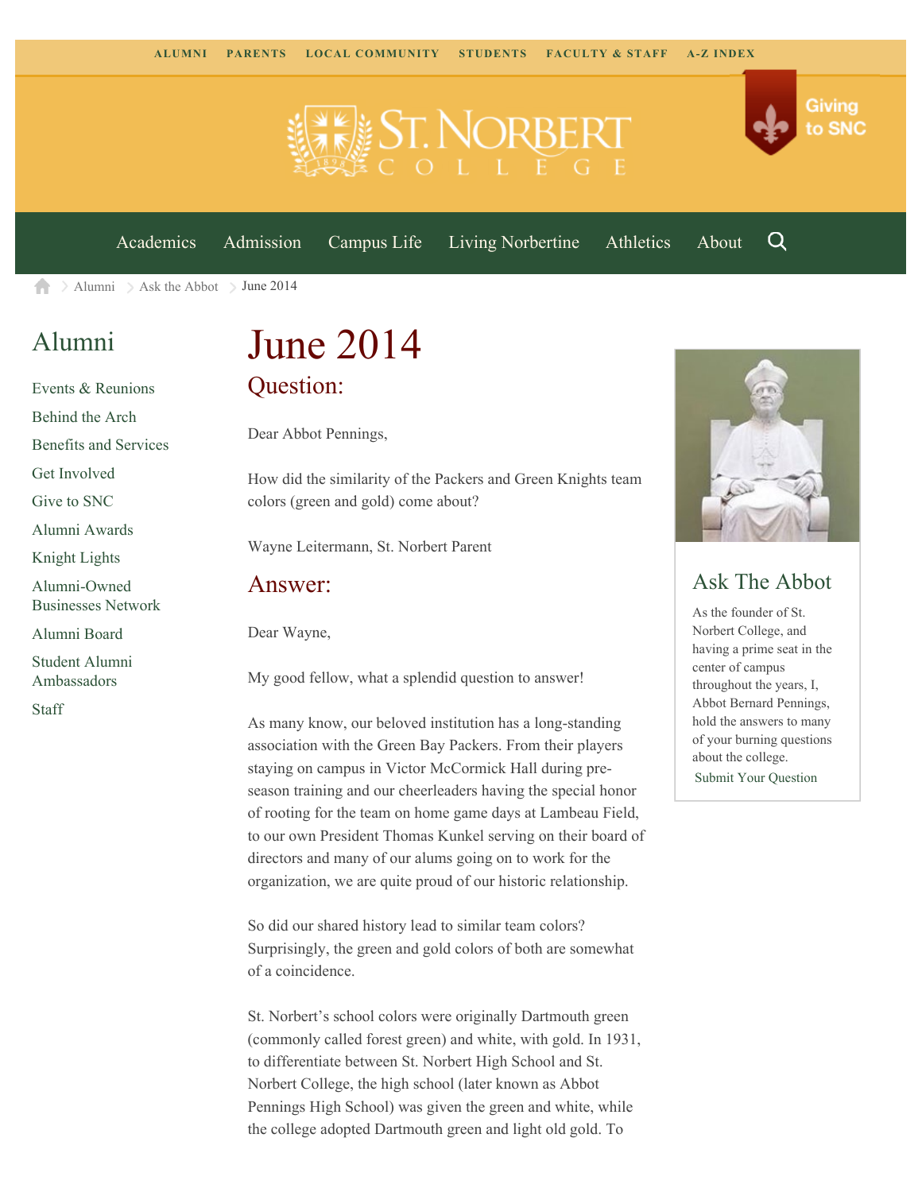ALUMNI PARENTS LOCAL COMMUNITY STUDENTS FACULTY & STAFF A-Z INDEX

Giving to SNC

Academics Admission Campus Life Living Norbertine Athletics About

Alumni > Ask the Abbot > June 2014

## Alumni

- Events & Reunions
- Behind the Arch
- Benefits and Services
- Get Involved
- Give to SNC
- Alumni Awards
- Knight Lights
- Alumni-Owned Businesses Network
- Alumni Board
- Student Alumni Ambassadors
- Staff

# June 2014

## Question:

Dear Abbot Pennings,

How did the similarity of the Packers and Green Knights team colors (green and gold) come about?

Wayne Leitermann, St. Norbert Parent

## Answer:

Dear Wayne,

My good fellow, what a splendid question to answer!

As many know, our beloved institution has a long-standing association with the Green Bay Packers. From their players staying on campus in Victor McCormick Hall during pre-season training and our cheerleaders having the special honor of rooting for the team on home game days at Lambeau Field, to our own President Thomas Kunkel serving on their board of directors and many of our alums going on to work for the organization, we are quite proud of our historic relationship.

So did our shared history lead to similar team colors? Surprisingly, the green and gold colors of both are somewhat of a coincidence.

St. Norbert's school colors were originally Dartmouth green (commonly called forest green) and white, with gold. In 1931, to differentiate between St. Norbert High School and St. Norbert College, the high school (later known as Abbot Pennings High School) was given the green and white, while the college adopted Dartmouth green and light old gold. To

## Ask The Abbot

As the founder of St. Norbert College, and having a prime seat in the center of campus throughout the years, I, Abbot Bernard Pennings, hold the answers to many of your burning questions about the college.

Submit Your Question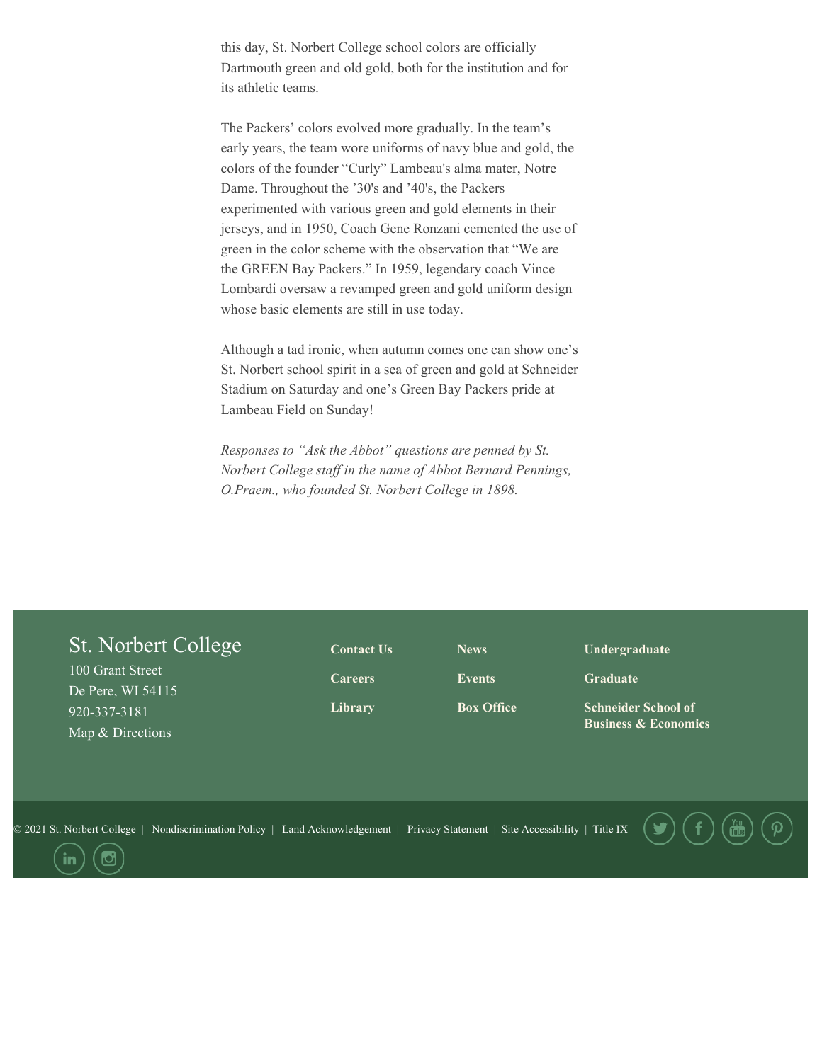this day, St. Norbert College school colors are officially Dartmouth green and old gold, both for the institution and for its athletic teams.

The Packers' colors evolved more gradually. In the team's early years, the team wore uniforms of navy blue and gold, the colors of the founder "Curly" Lambeau's alma mater, Notre Dame. Throughout the '30's and '40's, the Packers experimented with various green and gold elements in their jerseys, and in 1950, Coach Gene Ronzani cemented the use of green in the color scheme with the observation that "We are the GREEN Bay Packers." In 1959, legendary coach Vince Lombardi oversaw a revamped green and gold uniform design whose basic elements are still in use today.

Although a tad ironic, when autumn comes one can show one's St. Norbert school spirit in a sea of green and gold at Schneider Stadium on Saturday and one's Green Bay Packers pride at Lambeau Field on Sunday!

*Responses to "Ask the Abbot" questions are penned by St. Norbert College staff in the name of Abbot Bernard Pennings, O.Praem., who founded St. Norbert College in 1898.*

St. Norbert College
100 Grant Street
De Pere, WI 54115
920-337-3181
Map & Directions

**Contact Us** **Careers** **Library** **News** **Events** **Box Office** **Undergraduate** **Graduate** **Schneider School of Business & Economics**

© 2021 St. Norbert College | Nondiscrimination Policy | Land Acknowledgement | Privacy Statement | Site Accessibility | Title IX